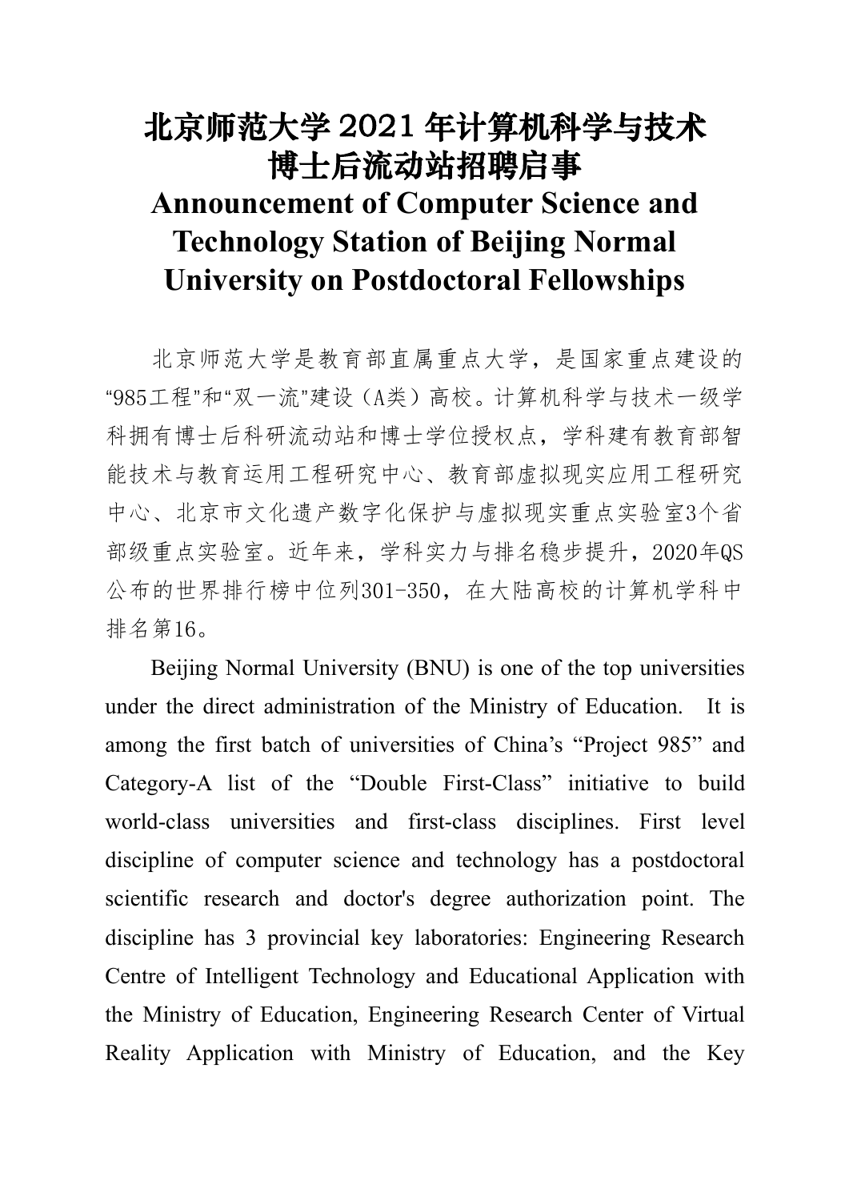# 北京师范大学 2021 年计算机科学与技术博士后流动站招聘启事

# Announcement of Computer Science and Technology Station of Beijing Normal University on Postdoctoral Fellowships

北京师范大学是教育部直属重点大学，是国家重点建设的“985工程”和“双一流”建设（A类）高校。计算机科学与技术一级学科拥有博士后科研流动站和博士学位授权点，学科建有教育部智能技术与教育运用工程研究中心、教育部虚拟现实应用工程研究中心、北京市文化遗产数字化保护与虚拟现实重点实验室3个省部级重点实验室。近年来，学科实力与排名稳步提升，2020年QS公布的世界排行榜中位列301-350，在大陆高校的计算机学科中排名第16。

Beijing Normal University (BNU) is one of the top universities under the direct administration of the Ministry of Education. It is among the first batch of universities of China’s “Project 985” and Category-A list of the “Double First-Class” initiative to build world-class universities and first-class disciplines. First level discipline of computer science and technology has a postdoctoral scientific research and doctor's degree authorization point. The discipline has 3 provincial key laboratories: Engineering Research Centre of Intelligent Technology and Educational Application with the Ministry of Education, Engineering Research Center of Virtual Reality Application with Ministry of Education, and the Key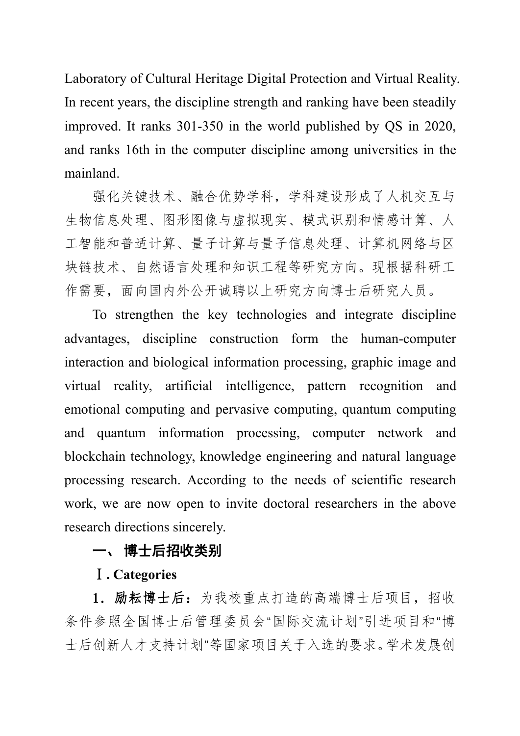Laboratory of Cultural Heritage Digital Protection and Virtual Reality. In recent years, the discipline strength and ranking have been steadily improved. It ranks 301-350 in the world published by QS in 2020, and ranks 16th in the computer discipline among universities in the mainland.

强化关键技术、融合优势学科，学科建设形成了人机交互与生物信息处理、图形图像与虚拟现实、模式识别和情感计算、人工智能和普适计算、量子计算与量子信息处理、计算机网络与区块链技术、自然语言处理和知识工程等研究方向。现根据科研工作需要，面向国内外公开诚聘以上研究方向博士后研究人员。

To strengthen the key technologies and integrate discipline advantages, discipline construction form the human-computer interaction and biological information processing, graphic image and virtual reality, artificial intelligence, pattern recognition and emotional computing and pervasive computing, quantum computing and quantum information processing, computer network and blockchain technology, knowledge engineering and natural language processing research. According to the needs of scientific research work, we are now open to invite doctoral researchers in the above research directions sincerely.

## 一、 博士后招收类别

## Ⅰ. Categories

**1．励耘博士后：**为我校重点打造的高端博士后项目，招收条件参照全国博士后管理委员会"国际交流计划"引进项目和"博士后创新人才支持计划"等国家项目关于入选的要求。学术发展创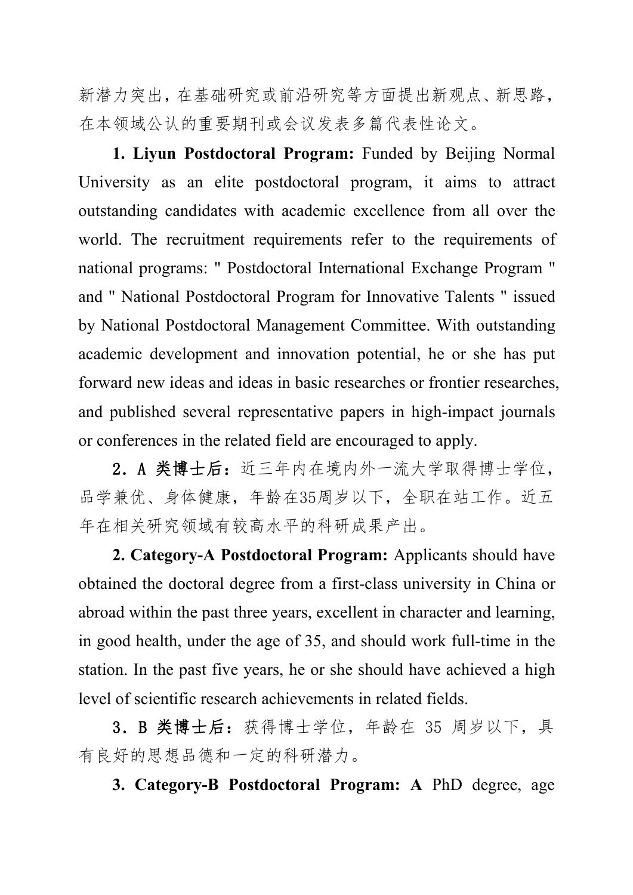新潜力突出，在基础研究或前沿研究等方面提出新观点、新思路，在本领域公认的重要期刊或会议发表多篇代表性论文。

**1. Liyun Postdoctoral Program:** Funded by Beijing Normal University as an elite postdoctoral program, it aims to attract outstanding candidates with academic excellence from all over the world. The recruitment requirements refer to the requirements of national programs: " Postdoctoral International Exchange Program " and " National Postdoctoral Program for Innovative Talents " issued by National Postdoctoral Management Committee. With outstanding academic development and innovation potential, he or she has put forward new ideas and ideas in basic researches or frontier researches, and published several representative papers in high-impact journals or conferences in the related field are encouraged to apply.

**2．A 类博士后：**近三年内在境内外一流大学取得博士学位，品学兼优、身体健康，年龄在35周岁以下，全职在站工作。近五年在相关研究领域有较高水平的科研成果产出。

**2. Category-A Postdoctoral Program:** Applicants should have obtained the doctoral degree from a first-class university in China or abroad within the past three years, excellent in character and learning, in good health, under the age of 35, and should work full-time in the station. In the past five years, he or she should have achieved a high level of scientific research achievements in related fields.

**3．B 类博士后：**获得博士学位，年龄在 35 周岁以下，具有良好的思想品德和一定的科研潜力。

**3. Category-B Postdoctoral Program: A** PhD degree, age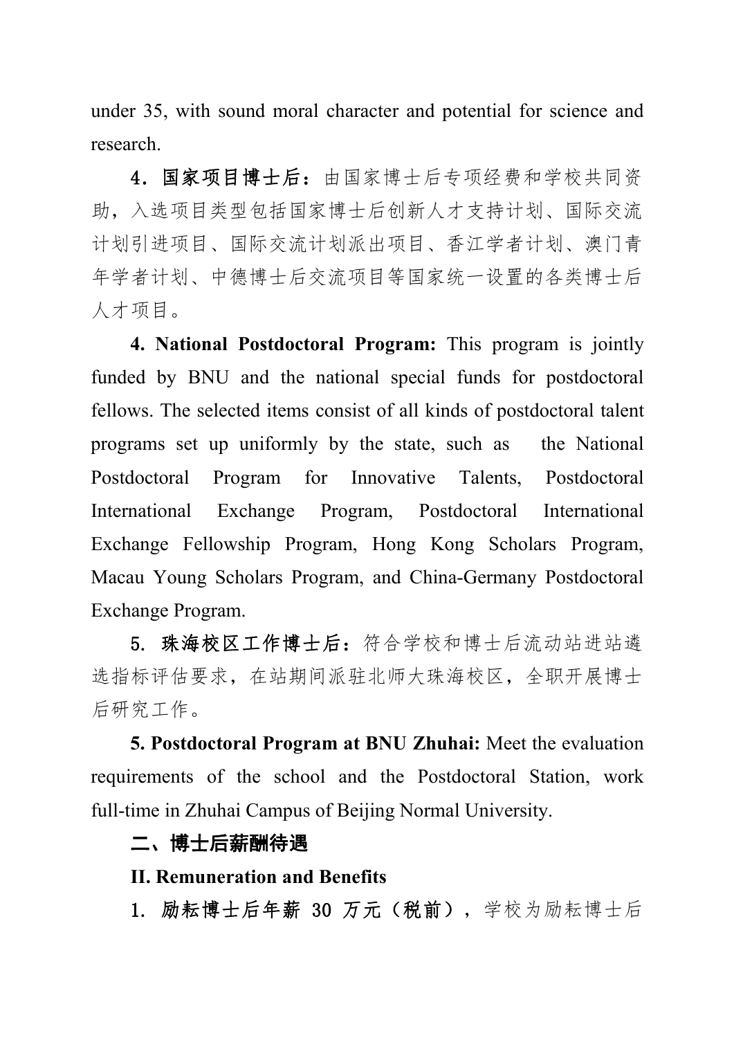under 35, with sound moral character and potential for science and research.

**4．国家项目博士后：**由国家博士后专项经费和学校共同资助，入选项目类型包括国家博士后创新人才支持计划、国际交流计划引进项目、国际交流计划派出项目、香江学者计划、澳门青年学者计划、中德博士后交流项目等国家统一设置的各类博士后人才项目。

**4. National Postdoctoral Program:** This program is jointly funded by BNU and the national special funds for postdoctoral fellows. The selected items consist of all kinds of postdoctoral talent programs set up uniformly by the state, such as the National Postdoctoral Program for Innovative Talents, Postdoctoral International Exchange Program, Postdoctoral International Exchange Fellowship Program, Hong Kong Scholars Program, Macau Young Scholars Program, and China-Germany Postdoctoral Exchange Program.

**5. 珠海校区工作博士后：**符合学校和博士后流动站进站遴选指标评估要求，在站期间派驻北师大珠海校区，全职开展博士后研究工作。

**5. Postdoctoral Program at BNU Zhuhai:** Meet the evaluation requirements of the school and the Postdoctoral Station, work full-time in Zhuhai Campus of Beijing Normal University.

## 二、博士后薪酬待遇

## II. Remuneration and Benefits

1. 励耘博士后年薪 30 万元（税前），学校为励耘博士后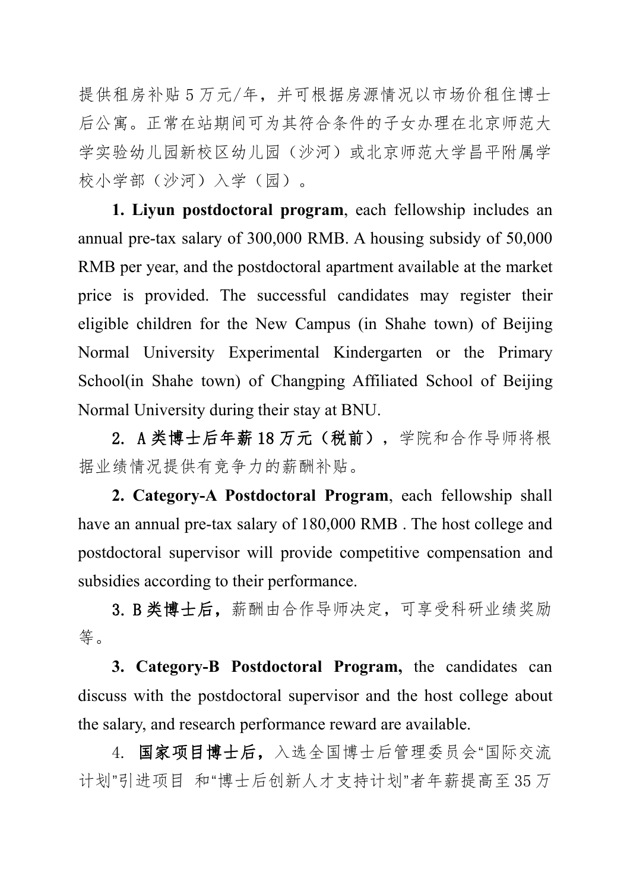提供租房补贴5万元/年，并可根据房源情况以市场价租住博士后公寓。正常在站期间可为其符合条件的子女办理在北京师范大学实验幼儿园新校区幼儿园（沙河）或北京师范大学昌平附属学校小学部（沙河）入学（园）。

**1. Liyun postdoctoral program**, each fellowship includes an annual pre-tax salary of 300,000 RMB. A housing subsidy of 50,000 RMB per year, and the postdoctoral apartment available at the market price is provided. The successful candidates may register their eligible children for the New Campus (in Shahe town) of Beijing Normal University Experimental Kindergarten or the Primary School(in Shahe town) of Changping Affiliated School of Beijing Normal University during their stay at BNU.

**2. A类博士后年薪18万元（税前）**，学院和合作导师将根据业绩情况提供有竞争力的薪酬补贴。

**2. Category-A Postdoctoral Program**, each fellowship shall have an annual pre-tax salary of 180,000 RMB . The host college and postdoctoral supervisor will provide competitive compensation and subsidies according to their performance.

**3. B类博士后**，薪酬由合作导师决定，可享受科研业绩奖励等。

**3. Category-B Postdoctoral Program,** the candidates can discuss with the postdoctoral supervisor and the host college about the salary, and research performance reward are available.

4. **国家项目博士后**，入选全国博士后管理委员会"国际交流计划"引进项目 和"博士后创新人才支持计划"者年薪提高至35万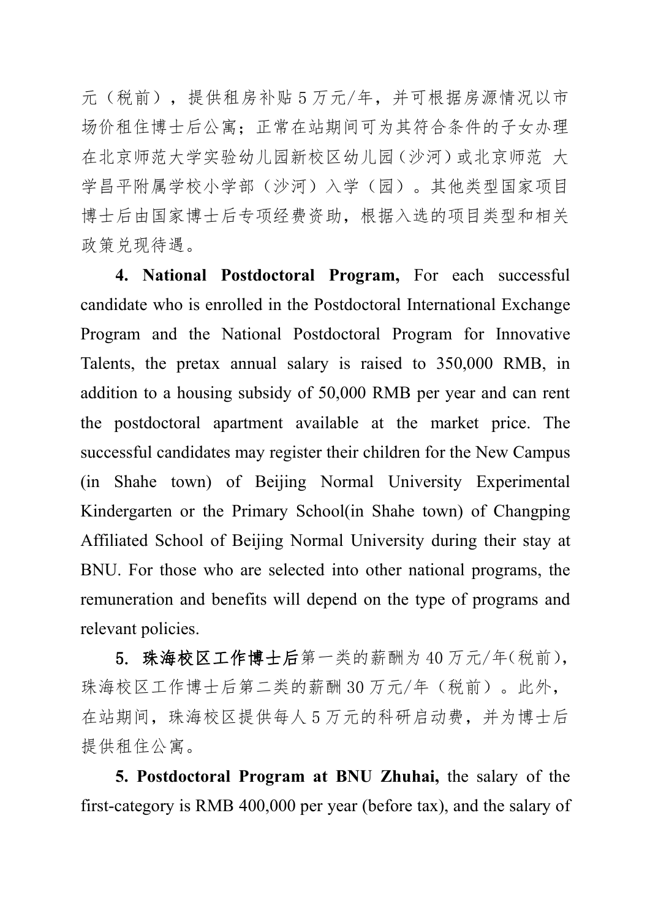元（税前），提供租房补贴 5 万元/年，并可根据房源情况以市场价租住博士后公寓；正常在站期间可为其符合条件的子女办理在北京师范大学实验幼儿园新校区幼儿园（沙河）或北京师范 大学昌平附属学校小学部（沙河）入学（园）。其他类型国家项目博士后由国家博士后专项经费资助，根据入选的项目类型和相关政策兑现待遇。

**4. National Postdoctoral Program,** For each successful candidate who is enrolled in the Postdoctoral International Exchange Program and the National Postdoctoral Program for Innovative Talents, the pretax annual salary is raised to 350,000 RMB, in addition to a housing subsidy of 50,000 RMB per year and can rent the postdoctoral apartment available at the market price. The successful candidates may register their children for the New Campus (in Shahe town) of Beijing Normal University Experimental Kindergarten or the Primary School(in Shahe town) of Changping Affiliated School of Beijing Normal University during their stay at BNU. For those who are selected into other national programs, the remuneration and benefits will depend on the type of programs and relevant policies.

**5. 珠海校区工作博士后**第一类的薪酬为 40 万元/年(税前)，珠海校区工作博士后第二类的薪酬 30 万元/年（税前）。此外，在站期间，珠海校区提供每人 5 万元的科研启动费，并为博士后提供租住公寓。

**5. Postdoctoral Program at BNU Zhuhai,** the salary of the first-category is RMB 400,000 per year (before tax), and the salary of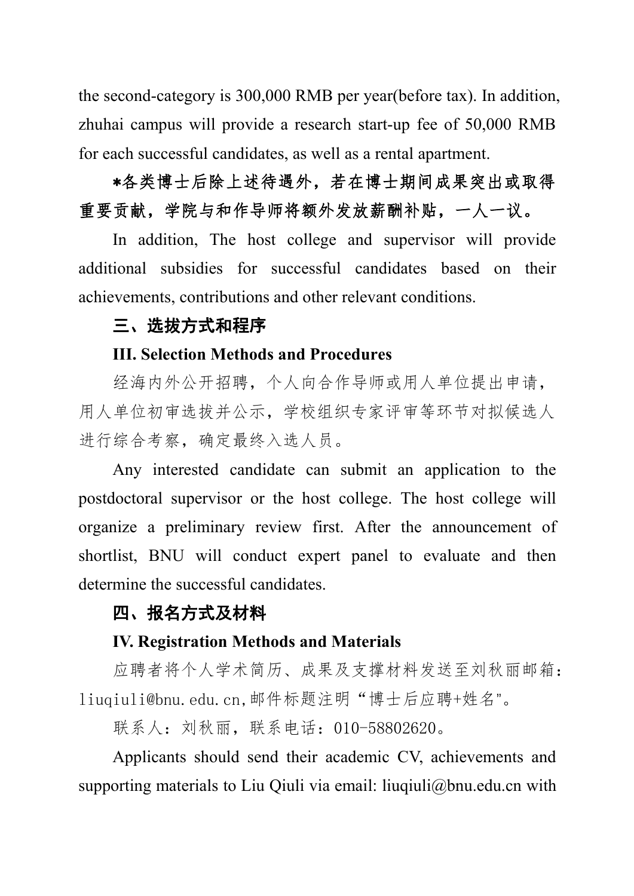the second-category is 300,000 RMB per year(before tax). In addition, zhuhai campus will provide a research start-up fee of 50,000 RMB for each successful candidates, as well as a rental apartment.

**\*各类博士后除上述待遇外，若在博士期间成果突出或取得重要贡献，学院与和作导师将额外发放薪酬补贴，一人一议。**

In addition, The host college and supervisor will provide additional subsidies for successful candidates based on their achievements, contributions and other relevant conditions.

## 三、选拔方式和程序

## III. Selection Methods and Procedures

经海内外公开招聘，个人向合作导师或用人单位提出申请，用人单位初审选拔并公示，学校组织专家评审等环节对拟候选人进行综合考察，确定最终入选人员。

Any interested candidate can submit an application to the postdoctoral supervisor or the host college. The host college will organize a preliminary review first. After the announcement of shortlist, BNU will conduct expert panel to evaluate and then determine the successful candidates.

## 四、报名方式及材料

## IV. Registration Methods and Materials

应聘者将个人学术简历、成果及支撑材料发送至刘秋丽邮箱：liuqiuli@bnu.edu.cn,邮件标题注明“博士后应聘+姓名”。

联系人：刘秋丽，联系电话：010-58802620。

Applicants should send their academic CV, achievements and supporting materials to Liu Qiuli via email: liuqiuli@bnu.edu.cn with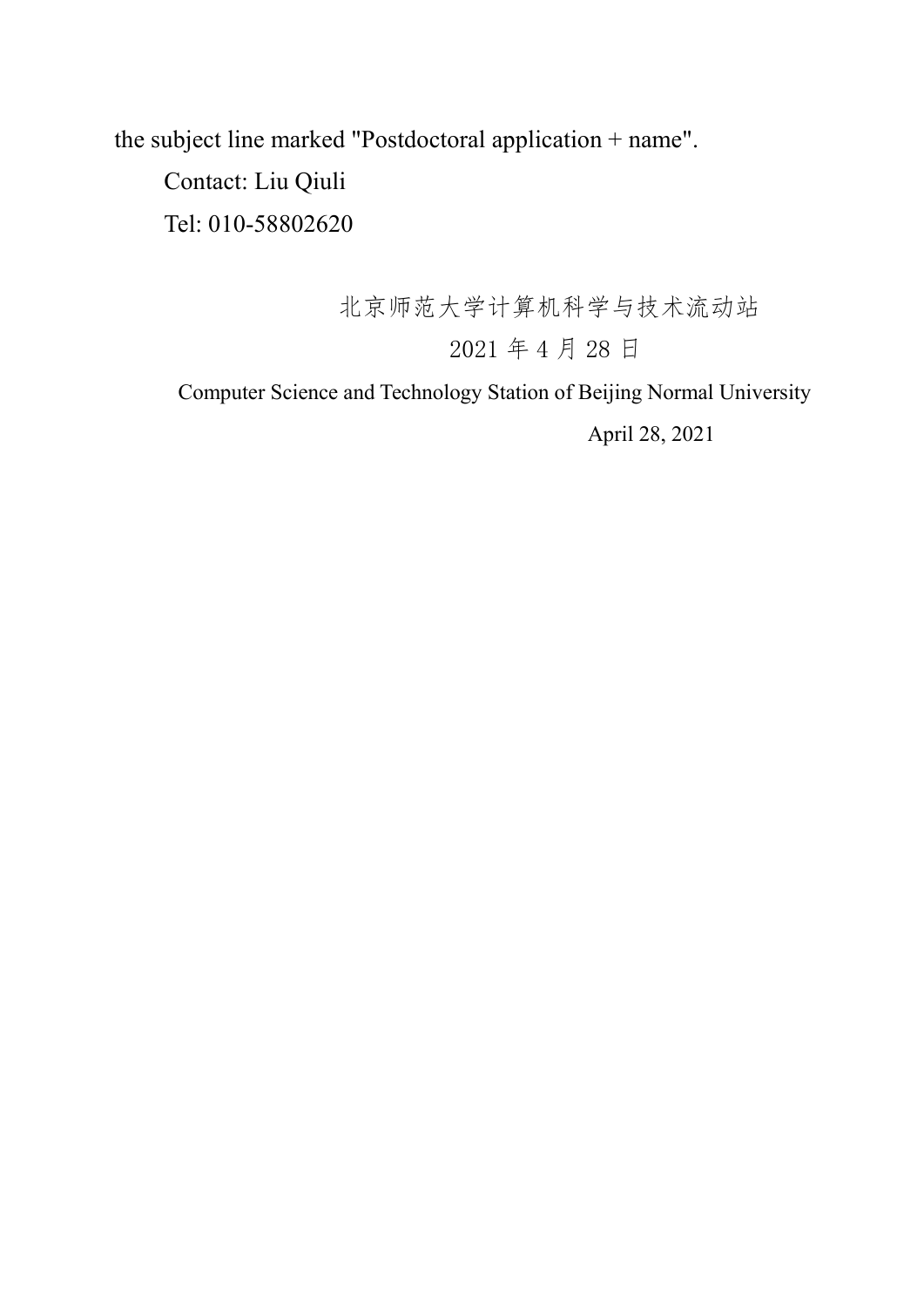the subject line marked "Postdoctoral application + name".

Contact: Liu Qiuli

Tel: 010-58802620

北京师范大学计算机科学与技术流动站

2021 年 4 月 28 日

Computer Science and Technology Station of Beijing Normal University

April 28, 2021